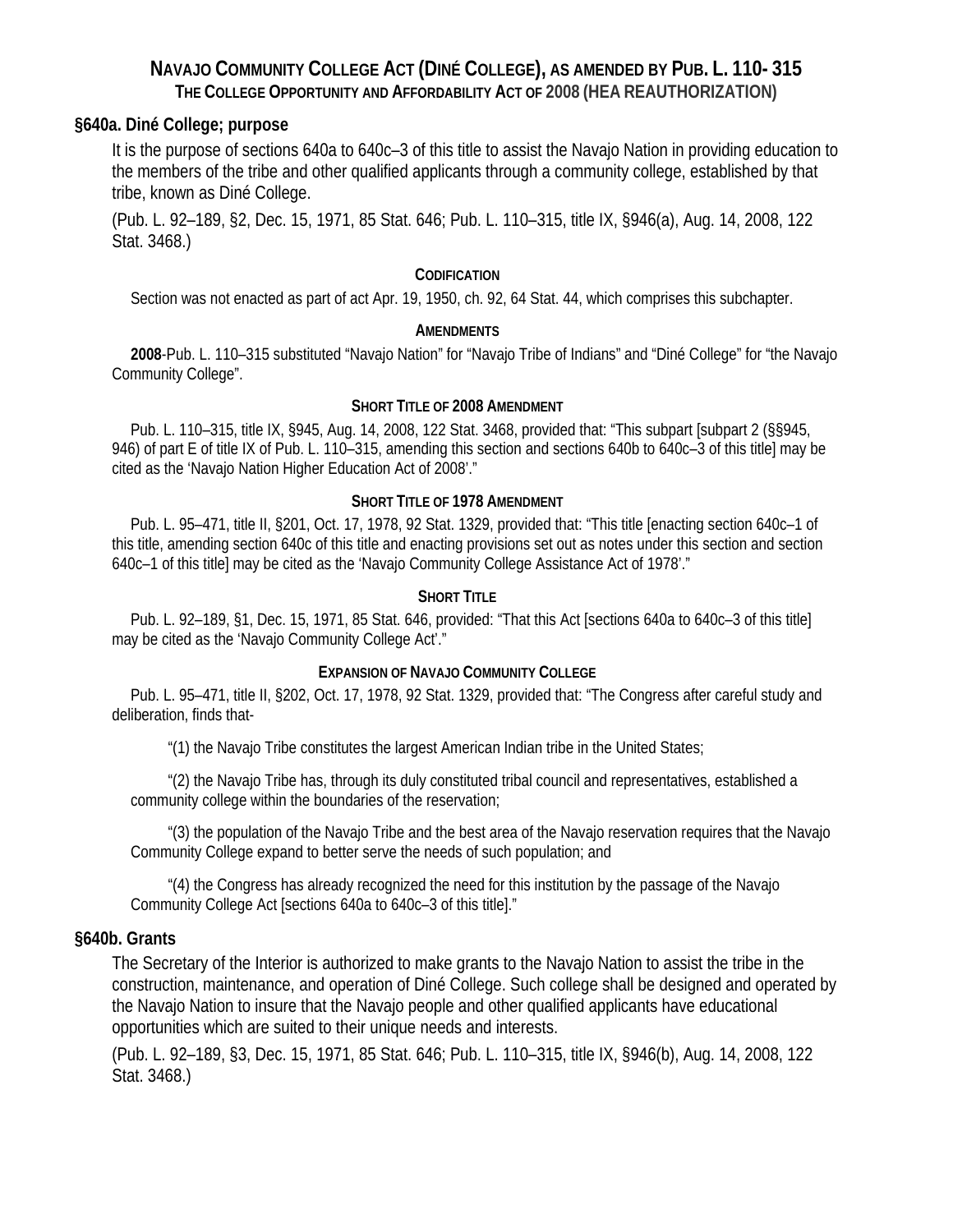# Navajo Community College Act (Diné College), as amended by Pub. L. 110- 315
## The College Opportunity and Affordability Act of 2008 (HEA Reauthorization)

### §640a. Diné College; purpose

It is the purpose of sections 640a to 640c–3 of this title to assist the Navajo Nation in providing education to the members of the tribe and other qualified applicants through a community college, established by that tribe, known as Diné College.

(Pub. L. 92–189, §2, Dec. 15, 1971, 85 Stat. 646; Pub. L. 110–315, title IX, §946(a), Aug. 14, 2008, 122 Stat. 3468.)

#### Codification

Section was not enacted as part of act Apr. 19, 1950, ch. 92, 64 Stat. 44, which comprises this subchapter.

#### Amendments

**2008**-Pub. L. 110–315 substituted “Navajo Nation” for “Navajo Tribe of Indians” and “Diné College” for “the Navajo Community College”.

#### Short Title of 2008 Amendment

Pub. L. 110–315, title IX, §945, Aug. 14, 2008, 122 Stat. 3468, provided that: “This subpart [subpart 2 (§§945, 946) of part E of title IX of Pub. L. 110–315, amending this section and sections 640b to 640c–3 of this title] may be cited as the ‘Navajo Nation Higher Education Act of 2008’.”

#### Short Title of 1978 Amendment

Pub. L. 95–471, title II, §201, Oct. 17, 1978, 92 Stat. 1329, provided that: “This title [enacting section 640c–1 of this title, amending section 640c of this title and enacting provisions set out as notes under this section and section 640c–1 of this title] may be cited as the ‘Navajo Community College Assistance Act of 1978’.”

#### Short Title

Pub. L. 92–189, §1, Dec. 15, 1971, 85 Stat. 646, provided: “That this Act [sections 640a to 640c–3 of this title] may be cited as the ‘Navajo Community College Act’.”

#### Expansion of Navajo Community College

Pub. L. 95–471, title II, §202, Oct. 17, 1978, 92 Stat. 1329, provided that: “The Congress after careful study and deliberation, finds that-

“(1) the Navajo Tribe constitutes the largest American Indian tribe in the United States;

“(2) the Navajo Tribe has, through its duly constituted tribal council and representatives, established a community college within the boundaries of the reservation;

“(3) the population of the Navajo Tribe and the best area of the Navajo reservation requires that the Navajo Community College expand to better serve the needs of such population; and

“(4) the Congress has already recognized the need for this institution by the passage of the Navajo Community College Act [sections 640a to 640c–3 of this title].”

### §640b. Grants

The Secretary of the Interior is authorized to make grants to the Navajo Nation to assist the tribe in the construction, maintenance, and operation of Diné College. Such college shall be designed and operated by the Navajo Nation to insure that the Navajo people and other qualified applicants have educational opportunities which are suited to their unique needs and interests.

(Pub. L. 92–189, §3, Dec. 15, 1971, 85 Stat. 646; Pub. L. 110–315, title IX, §946(b), Aug. 14, 2008, 122 Stat. 3468.)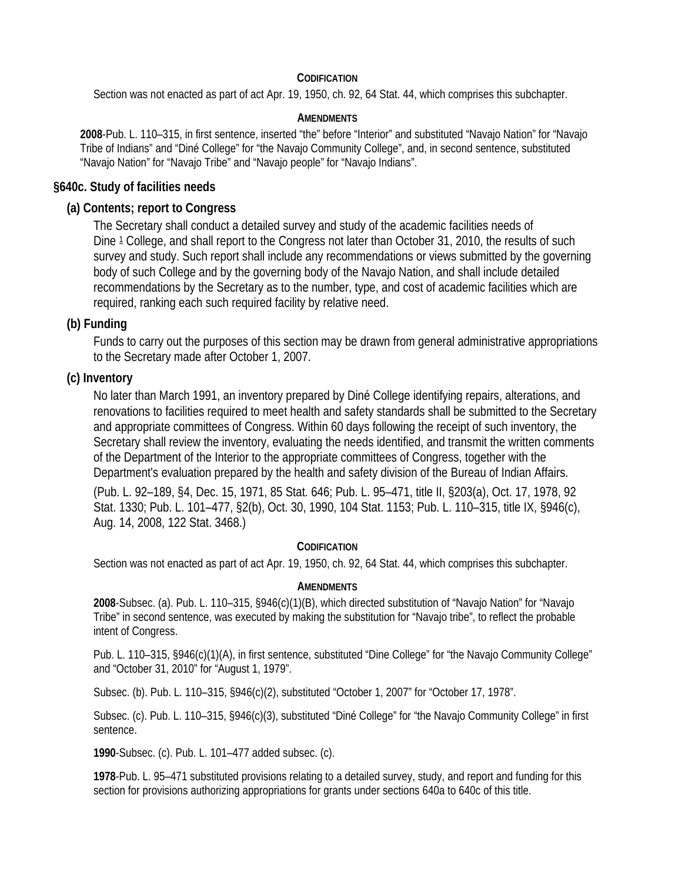**CODIFICATION**

Section was not enacted as part of act Apr. 19, 1950, ch. 92, 64 Stat. 44, which comprises this subchapter.

**AMENDMENTS**

**2008**-Pub. L. 110–315, in first sentence, inserted "the" before "Interior" and substituted "Navajo Nation" for "Navajo Tribe of Indians" and "Diné College" for "the Navajo Community College", and, in second sentence, substituted "Navajo Nation" for "Navajo Tribe" and "Navajo people" for "Navajo Indians".

## §640c. Study of facilities needs

### (a) Contents; report to Congress

The Secretary shall conduct a detailed survey and study of the academic facilities needs of Dine [1] College, and shall report to the Congress not later than October 31, 2010, the results of such survey and study. Such report shall include any recommendations or views submitted by the governing body of such College and by the governing body of the Navajo Nation, and shall include detailed recommendations by the Secretary as to the number, type, and cost of academic facilities which are required, ranking each such required facility by relative need.

### (b) Funding

Funds to carry out the purposes of this section may be drawn from general administrative appropriations to the Secretary made after October 1, 2007.

### (c) Inventory

No later than March 1991, an inventory prepared by Diné College identifying repairs, alterations, and renovations to facilities required to meet health and safety standards shall be submitted to the Secretary and appropriate committees of Congress. Within 60 days following the receipt of such inventory, the Secretary shall review the inventory, evaluating the needs identified, and transmit the written comments of the Department of the Interior to the appropriate committees of Congress, together with the Department's evaluation prepared by the health and safety division of the Bureau of Indian Affairs.

(Pub. L. 92–189, §4, Dec. 15, 1971, 85 Stat. 646; Pub. L. 95–471, title II, §203(a), Oct. 17, 1978, 92 Stat. 1330; Pub. L. 101–477, §2(b), Oct. 30, 1990, 104 Stat. 1153; Pub. L. 110–315, title IX, §946(c), Aug. 14, 2008, 122 Stat. 3468.)

**CODIFICATION**

Section was not enacted as part of act Apr. 19, 1950, ch. 92, 64 Stat. 44, which comprises this subchapter.

**AMENDMENTS**

**2008**-Subsec. (a). Pub. L. 110–315, §946(c)(1)(B), which directed substitution of "Navajo Nation" for "Navajo Tribe" in second sentence, was executed by making the substitution for "Navajo tribe", to reflect the probable intent of Congress.

Pub. L. 110–315, §946(c)(1)(A), in first sentence, substituted "Dine College" for "the Navajo Community College" and "October 31, 2010" for "August 1, 1979".

Subsec. (b). Pub. L. 110–315, §946(c)(2), substituted "October 1, 2007" for "October 17, 1978".

Subsec. (c). Pub. L. 110–315, §946(c)(3), substituted "Diné College" for "the Navajo Community College" in first sentence.

**1990**-Subsec. (c). Pub. L. 101–477 added subsec. (c).

**1978**-Pub. L. 95–471 substituted provisions relating to a detailed survey, study, and report and funding for this section for provisions authorizing appropriations for grants under sections 640a to 640c of this title.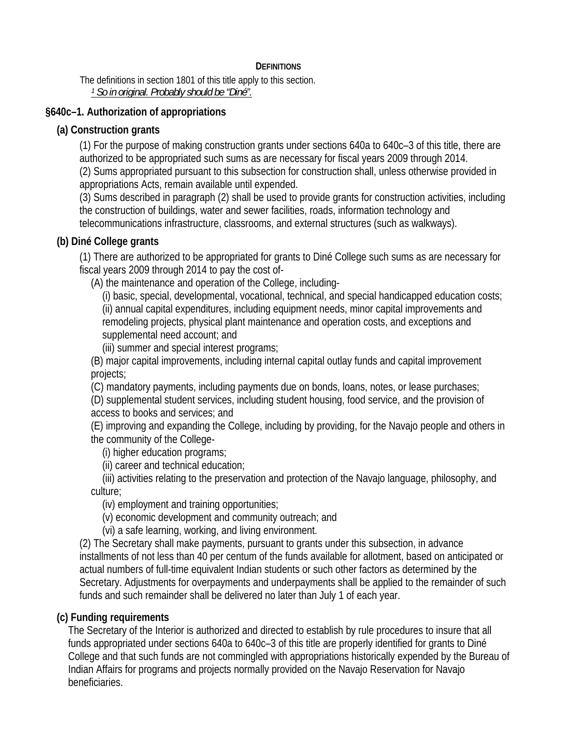**DEFINITIONS**

The definitions in section 1801 of this title apply to this section.

[1] *So in original. Probably should be "Diné".*

## §640c–1. Authorization of appropriations

### (a) Construction grants

(1) For the purpose of making construction grants under sections 640a to 640c–3 of this title, there are authorized to be appropriated such sums as are necessary for fiscal years 2009 through 2014.

(2) Sums appropriated pursuant to this subsection for construction shall, unless otherwise provided in appropriations Acts, remain available until expended.

(3) Sums described in paragraph (2) shall be used to provide grants for construction activities, including the construction of buildings, water and sewer facilities, roads, information technology and telecommunications infrastructure, classrooms, and external structures (such as walkways).

### (b) Diné College grants

(1) There are authorized to be appropriated for grants to Diné College such sums as are necessary for fiscal years 2009 through 2014 to pay the cost of-

(A) the maintenance and operation of the College, including-

(i) basic, special, developmental, vocational, technical, and special handicapped education costs;

(ii) annual capital expenditures, including equipment needs, minor capital improvements and remodeling projects, physical plant maintenance and operation costs, and exceptions and supplemental need account; and

(iii) summer and special interest programs;

(B) major capital improvements, including internal capital outlay funds and capital improvement projects;

(C) mandatory payments, including payments due on bonds, loans, notes, or lease purchases;

(D) supplemental student services, including student housing, food service, and the provision of access to books and services; and

(E) improving and expanding the College, including by providing, for the Navajo people and others in the community of the College-

(i) higher education programs;

(ii) career and technical education;

(iii) activities relating to the preservation and protection of the Navajo language, philosophy, and culture;

(iv) employment and training opportunities;

(v) economic development and community outreach; and

(vi) a safe learning, working, and living environment.

(2) The Secretary shall make payments, pursuant to grants under this subsection, in advance installments of not less than 40 per centum of the funds available for allotment, based on anticipated or actual numbers of full-time equivalent Indian students or such other factors as determined by the Secretary. Adjustments for overpayments and underpayments shall be applied to the remainder of such funds and such remainder shall be delivered no later than July 1 of each year.

### (c) Funding requirements

The Secretary of the Interior is authorized and directed to establish by rule procedures to insure that all funds appropriated under sections 640a to 640c–3 of this title are properly identified for grants to Diné College and that such funds are not commingled with appropriations historically expended by the Bureau of Indian Affairs for programs and projects normally provided on the Navajo Reservation for Navajo beneficiaries.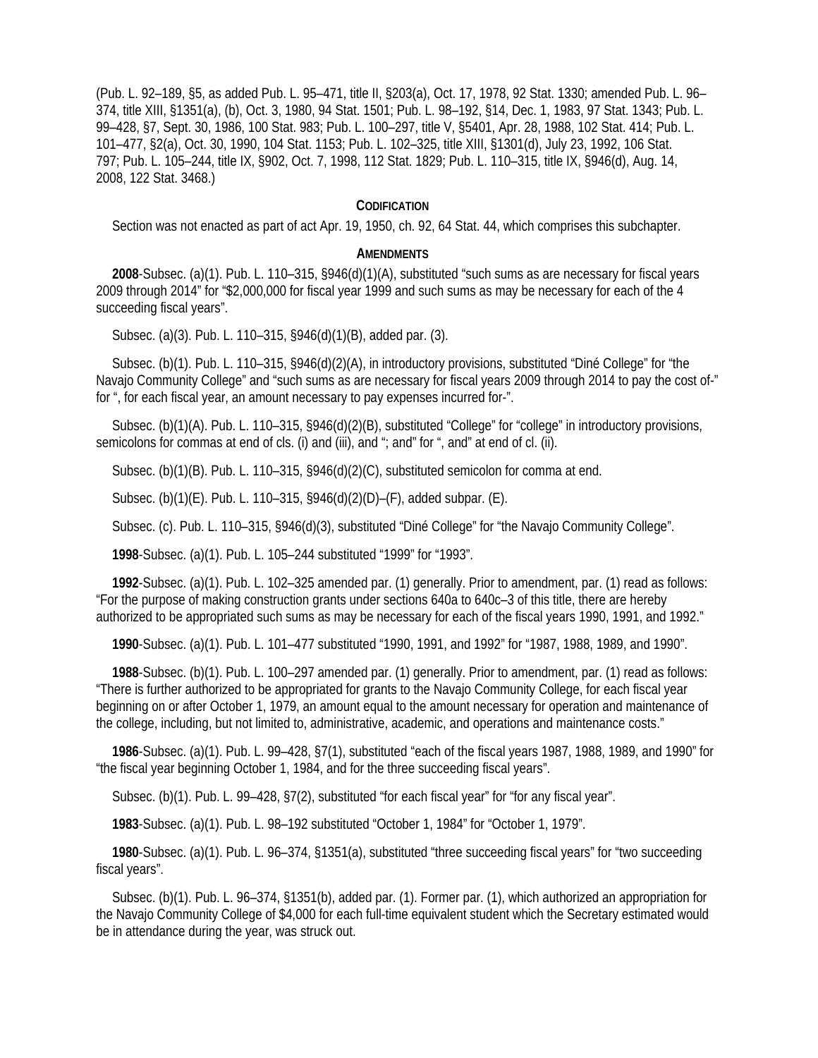(Pub. L. 92–189, §5, as added Pub. L. 95–471, title II, §203(a), Oct. 17, 1978, 92 Stat. 1330; amended Pub. L. 96–374, title XIII, §1351(a), (b), Oct. 3, 1980, 94 Stat. 1501; Pub. L. 98–192, §14, Dec. 1, 1983, 97 Stat. 1343; Pub. L. 99–428, §7, Sept. 30, 1986, 100 Stat. 983; Pub. L. 100–297, title V, §5401, Apr. 28, 1988, 102 Stat. 414; Pub. L. 101–477, §2(a), Oct. 30, 1990, 104 Stat. 1153; Pub. L. 102–325, title XIII, §1301(d), July 23, 1992, 106 Stat. 797; Pub. L. 105–244, title IX, §902, Oct. 7, 1998, 112 Stat. 1829; Pub. L. 110–315, title IX, §946(d), Aug. 14, 2008, 122 Stat. 3468.)

### CODIFICATION

Section was not enacted as part of act Apr. 19, 1950, ch. 92, 64 Stat. 44, which comprises this subchapter.

### AMENDMENTS

**2008**-Subsec. (a)(1). Pub. L. 110–315, §946(d)(1)(A), substituted "such sums as are necessary for fiscal years 2009 through 2014" for "$2,000,000 for fiscal year 1999 and such sums as may be necessary for each of the 4 succeeding fiscal years".

Subsec. (a)(3). Pub. L. 110–315, §946(d)(1)(B), added par. (3).

Subsec. (b)(1). Pub. L. 110–315, §946(d)(2)(A), in introductory provisions, substituted "Diné College" for "the Navajo Community College" and "such sums as are necessary for fiscal years 2009 through 2014 to pay the cost of-" for ", for each fiscal year, an amount necessary to pay expenses incurred for-".

Subsec. (b)(1)(A). Pub. L. 110–315, §946(d)(2)(B), substituted "College" for "college" in introductory provisions, semicolons for commas at end of cls. (i) and (iii), and "; and" for ", and" at end of cl. (ii).

Subsec. (b)(1)(B). Pub. L. 110–315, §946(d)(2)(C), substituted semicolon for comma at end.

Subsec. (b)(1)(E). Pub. L. 110–315, §946(d)(2)(D)–(F), added subpar. (E).

Subsec. (c). Pub. L. 110–315, §946(d)(3), substituted "Diné College" for "the Navajo Community College".

**1998**-Subsec. (a)(1). Pub. L. 105–244 substituted "1999" for "1993".

**1992**-Subsec. (a)(1). Pub. L. 102–325 amended par. (1) generally. Prior to amendment, par. (1) read as follows: "For the purpose of making construction grants under sections 640a to 640c–3 of this title, there are hereby authorized to be appropriated such sums as may be necessary for each of the fiscal years 1990, 1991, and 1992."

**1990**-Subsec. (a)(1). Pub. L. 101–477 substituted "1990, 1991, and 1992" for "1987, 1988, 1989, and 1990".

**1988**-Subsec. (b)(1). Pub. L. 100–297 amended par. (1) generally. Prior to amendment, par. (1) read as follows: "There is further authorized to be appropriated for grants to the Navajo Community College, for each fiscal year beginning on or after October 1, 1979, an amount equal to the amount necessary for operation and maintenance of the college, including, but not limited to, administrative, academic, and operations and maintenance costs."

**1986**-Subsec. (a)(1). Pub. L. 99–428, §7(1), substituted "each of the fiscal years 1987, 1988, 1989, and 1990" for "the fiscal year beginning October 1, 1984, and for the three succeeding fiscal years".

Subsec. (b)(1). Pub. L. 99–428, §7(2), substituted "for each fiscal year" for "for any fiscal year".

**1983**-Subsec. (a)(1). Pub. L. 98–192 substituted "October 1, 1984" for "October 1, 1979".

**1980**-Subsec. (a)(1). Pub. L. 96–374, §1351(a), substituted "three succeeding fiscal years" for "two succeeding fiscal years".

Subsec. (b)(1). Pub. L. 96–374, §1351(b), added par. (1). Former par. (1), which authorized an appropriation for the Navajo Community College of $4,000 for each full-time equivalent student which the Secretary estimated would be in attendance during the year, was struck out.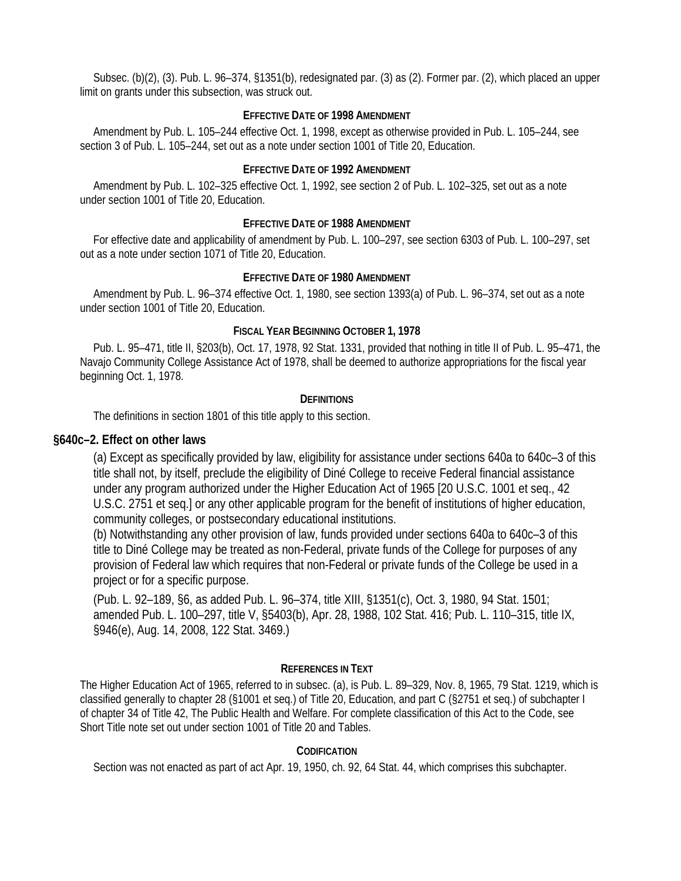Subsec. (b)(2), (3). Pub. L. 96–374, §1351(b), redesignated par. (3) as (2). Former par. (2), which placed an upper limit on grants under this subsection, was struck out.

#### Effective Date of 1998 Amendment

Amendment by Pub. L. 105–244 effective Oct. 1, 1998, except as otherwise provided in Pub. L. 105–244, see section 3 of Pub. L. 105–244, set out as a note under section 1001 of Title 20, Education.

#### Effective Date of 1992 Amendment

Amendment by Pub. L. 102–325 effective Oct. 1, 1992, see section 2 of Pub. L. 102–325, set out as a note under section 1001 of Title 20, Education.

#### Effective Date of 1988 Amendment

For effective date and applicability of amendment by Pub. L. 100–297, see section 6303 of Pub. L. 100–297, set out as a note under section 1071 of Title 20, Education.

#### Effective Date of 1980 Amendment

Amendment by Pub. L. 96–374 effective Oct. 1, 1980, see section 1393(a) of Pub. L. 96–374, set out as a note under section 1001 of Title 20, Education.

#### Fiscal Year Beginning October 1, 1978

Pub. L. 95–471, title II, §203(b), Oct. 17, 1978, 92 Stat. 1331, provided that nothing in title II of Pub. L. 95–471, the Navajo Community College Assistance Act of 1978, shall be deemed to authorize appropriations for the fiscal year beginning Oct. 1, 1978.

#### Definitions

The definitions in section 1801 of this title apply to this section.

### §640c–2. Effect on other laws

(a) Except as specifically provided by law, eligibility for assistance under sections 640a to 640c–3 of this title shall not, by itself, preclude the eligibility of Diné College to receive Federal financial assistance under any program authorized under the Higher Education Act of 1965 [20 U.S.C. 1001 et seq., 42 U.S.C. 2751 et seq.] or any other applicable program for the benefit of institutions of higher education, community colleges, or postsecondary educational institutions.

(b) Notwithstanding any other provision of law, funds provided under sections 640a to 640c–3 of this title to Diné College may be treated as non-Federal, private funds of the College for purposes of any provision of Federal law which requires that non-Federal or private funds of the College be used in a project or for a specific purpose.

(Pub. L. 92–189, §6, as added Pub. L. 96–374, title XIII, §1351(c), Oct. 3, 1980, 94 Stat. 1501; amended Pub. L. 100–297, title V, §5403(b), Apr. 28, 1988, 102 Stat. 416; Pub. L. 110–315, title IX, §946(e), Aug. 14, 2008, 122 Stat. 3469.)

#### References in Text

The Higher Education Act of 1965, referred to in subsec. (a), is Pub. L. 89–329, Nov. 8, 1965, 79 Stat. 1219, which is classified generally to chapter 28 (§1001 et seq.) of Title 20, Education, and part C (§2751 et seq.) of subchapter I of chapter 34 of Title 42, The Public Health and Welfare. For complete classification of this Act to the Code, see Short Title note set out under section 1001 of Title 20 and Tables.

#### Codification

Section was not enacted as part of act Apr. 19, 1950, ch. 92, 64 Stat. 44, which comprises this subchapter.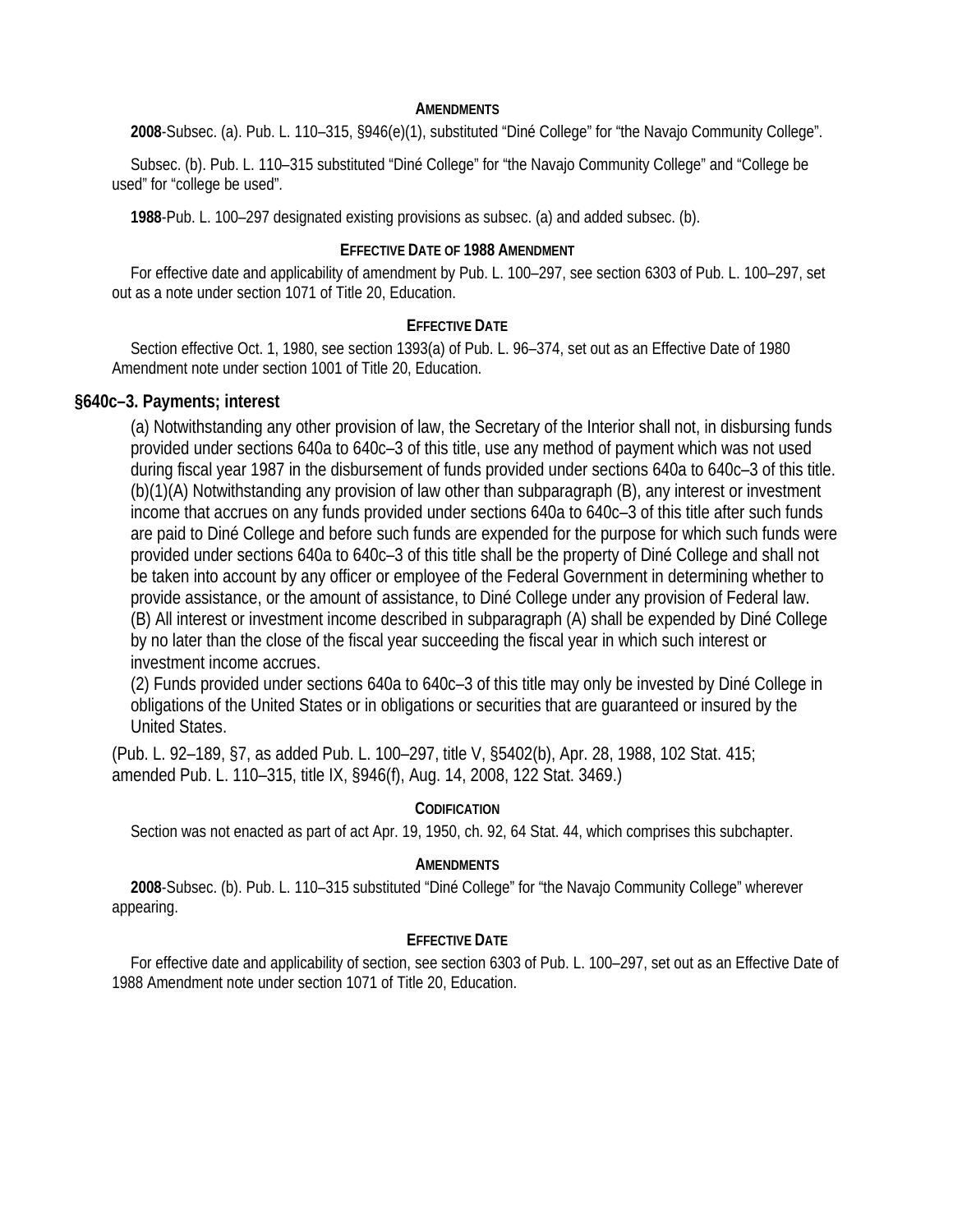#### Amendments

**2008**-Subsec. (a). Pub. L. 110–315, §946(e)(1), substituted “Diné College” for “the Navajo Community College”.

Subsec. (b). Pub. L. 110–315 substituted “Diné College” for “the Navajo Community College” and “College be used” for “college be used”.

**1988**-Pub. L. 100–297 designated existing provisions as subsec. (a) and added subsec. (b).

#### Effective Date of 1988 Amendment

For effective date and applicability of amendment by Pub. L. 100–297, see section 6303 of Pub. L. 100–297, set out as a note under section 1071 of Title 20, Education.

#### Effective Date

Section effective Oct. 1, 1980, see section 1393(a) of Pub. L. 96–374, set out as an Effective Date of 1980 Amendment note under section 1001 of Title 20, Education.

### §640c–3. Payments; interest

(a) Notwithstanding any other provision of law, the Secretary of the Interior shall not, in disbursing funds provided under sections 640a to 640c–3 of this title, use any method of payment which was not used during fiscal year 1987 in the disbursement of funds provided under sections 640a to 640c–3 of this title.

(b)(1)(A) Notwithstanding any provision of law other than subparagraph (B), any interest or investment income that accrues on any funds provided under sections 640a to 640c–3 of this title after such funds are paid to Diné College and before such funds are expended for the purpose for which such funds were provided under sections 640a to 640c–3 of this title shall be the property of Diné College and shall not be taken into account by any officer or employee of the Federal Government in determining whether to provide assistance, or the amount of assistance, to Diné College under any provision of Federal law.

(B) All interest or investment income described in subparagraph (A) shall be expended by Diné College by no later than the close of the fiscal year succeeding the fiscal year in which such interest or investment income accrues.

(2) Funds provided under sections 640a to 640c–3 of this title may only be invested by Diné College in obligations of the United States or in obligations or securities that are guaranteed or insured by the United States.

(Pub. L. 92–189, §7, as added Pub. L. 100–297, title V, §5402(b), Apr. 28, 1988, 102 Stat. 415; amended Pub. L. 110–315, title IX, §946(f), Aug. 14, 2008, 122 Stat. 3469.)

#### Codification

Section was not enacted as part of act Apr. 19, 1950, ch. 92, 64 Stat. 44, which comprises this subchapter.

#### Amendments

**2008**-Subsec. (b). Pub. L. 110–315 substituted “Diné College” for “the Navajo Community College” wherever appearing.

#### Effective Date

For effective date and applicability of section, see section 6303 of Pub. L. 100–297, set out as an Effective Date of 1988 Amendment note under section 1071 of Title 20, Education.